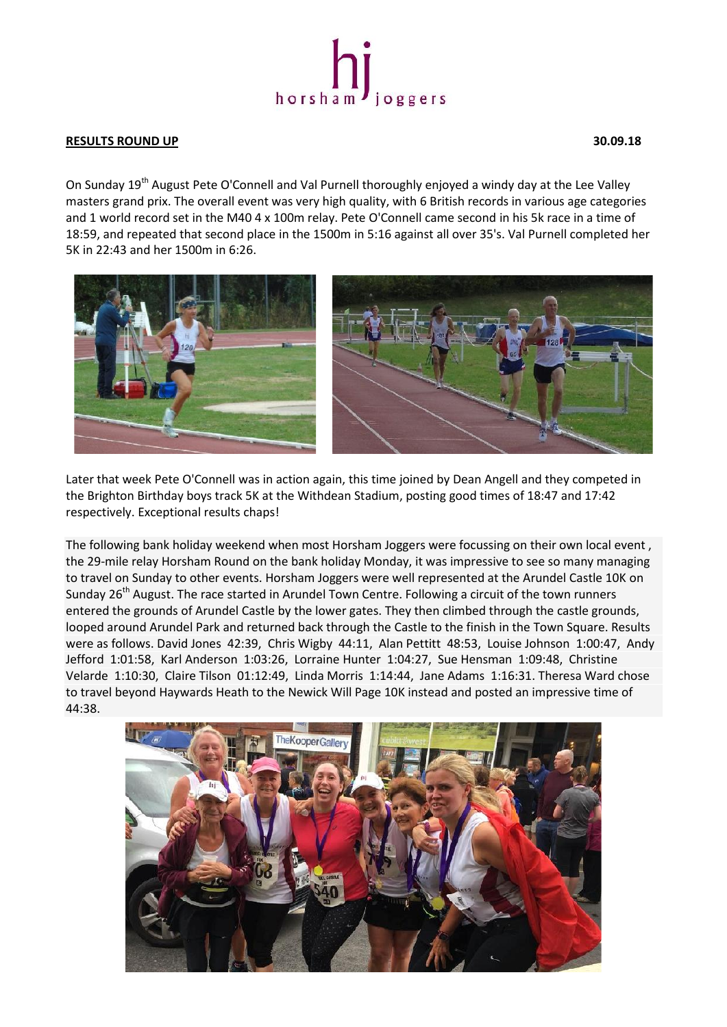**RESULTS ROUND UP** **30.09.18**

On Sunday 19th August Pete O'Connell and Val Purnell thoroughly enjoyed a windy day at the Lee Valley masters grand prix. The overall event was very high quality, with 6 British records in various age categories and 1 world record set in the M40 4 x 100m relay. Pete O'Connell came second in his 5k race in a time of 18:59, and repeated that second place in the 1500m in 5:16 against all over 35's. Val Purnell completed her 5K in 22:43 and her 1500m in 6:26.

Later that week Pete O'Connell was in action again, this time joined by Dean Angell and they competed in the Brighton Birthday boys track 5K at the Withdean Stadium, posting good times of 18:47 and 17:42 respectively. Exceptional results chaps!

The following bank holiday weekend when most Horsham Joggers were focussing on their own local event , the 29-mile relay Horsham Round on the bank holiday Monday, it was impressive to see so many managing to travel on Sunday to other events. Horsham Joggers were well represented at the Arundel Castle 10K on Sunday 26th August. The race started in Arundel Town Centre. Following a circuit of the town runners entered the grounds of Arundel Castle by the lower gates. They then climbed through the castle grounds, looped around Arundel Park and returned back through the Castle to the finish in the Town Square. Results were as follows. David Jones 42:39, Chris Wigby 44:11, Alan Pettitt 48:53, Louise Johnson 1:00:47, Andy Jefford 1:01:58, Karl Anderson 1:03:26, Lorraine Hunter 1:04:27, Sue Hensman 1:09:48, Christine Velarde 1:10:30, Claire Tilson 01:12:49, Linda Morris 1:14:44, Jane Adams 1:16:31. Theresa Ward chose to travel beyond Haywards Heath to the Newick Will Page 10K instead and posted an impressive time of 44:38.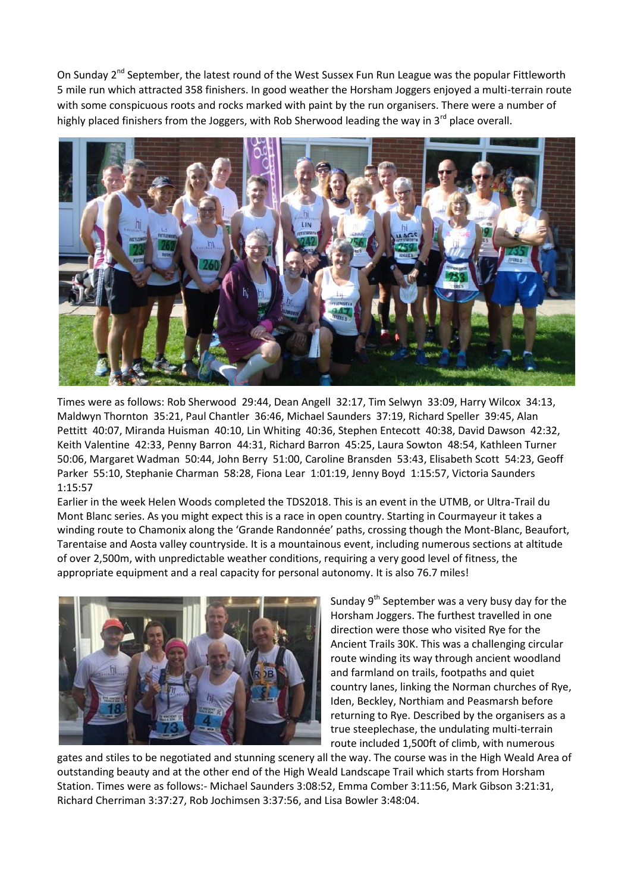On Sunday 2nd September, the latest round of the West Sussex Fun Run League was the popular Fittleworth 5 mile run which attracted 358 finishers. In good weather the Horsham Joggers enjoyed a multi-terrain route with some conspicuous roots and rocks marked with paint by the run organisers. There were a number of highly placed finishers from the Joggers, with Rob Sherwood leading the way in 3rd place overall.

Times were as follows: Rob Sherwood 29:44, Dean Angell 32:17, Tim Selwyn 33:09, Harry Wilcox 34:13, Maldwyn Thornton 35:21, Paul Chantler 36:46, Michael Saunders 37:19, Richard Speller 39:45, Alan Pettitt 40:07, Miranda Huisman 40:10, Lin Whiting 40:36, Stephen Entecott 40:38, David Dawson 42:32, Keith Valentine 42:33, Penny Barron 44:31, Richard Barron 45:25, Laura Sowton 48:54, Kathleen Turner 50:06, Margaret Wadman 50:44, John Berry 51:00, Caroline Bransden 53:43, Elisabeth Scott 54:23, Geoff Parker 55:10, Stephanie Charman 58:28, Fiona Lear 1:01:19, Jenny Boyd 1:15:57, Victoria Saunders 1:15:57

Earlier in the week Helen Woods completed the TDS2018. This is an event in the UTMB, or Ultra-Trail du Mont Blanc series. As you might expect this is a race in open country. Starting in Courmayeur it takes a winding route to Chamonix along the 'Grande Randonnée' paths, crossing though the Mont-Blanc, Beaufort, Tarentaise and Aosta valley countryside. It is a mountainous event, including numerous sections at altitude of over 2,500m, with unpredictable weather conditions, requiring a very good level of fitness, the appropriate equipment and a real capacity for personal autonomy. It is also 76.7 miles!

Sunday 9th September was a very busy day for the Horsham Joggers. The furthest travelled in one direction were those who visited Rye for the Ancient Trails 30K. This was a challenging circular route winding its way through ancient woodland and farmland on trails, footpaths and quiet country lanes, linking the Norman churches of Rye, Iden, Beckley, Northiam and Peasmarsh before returning to Rye. Described by the organisers as a true steeplechase, the undulating multi-terrain route included 1,500ft of climb, with numerous gates and stiles to be negotiated and stunning scenery all the way. The course was in the High Weald Area of outstanding beauty and at the other end of the High Weald Landscape Trail which starts from Horsham Station. Times were as follows:- Michael Saunders 3:08:52, Emma Comber 3:11:56, Mark Gibson 3:21:31, Richard Cherriman 3:37:27, Rob Jochimsen 3:37:56, and Lisa Bowler 3:48:04.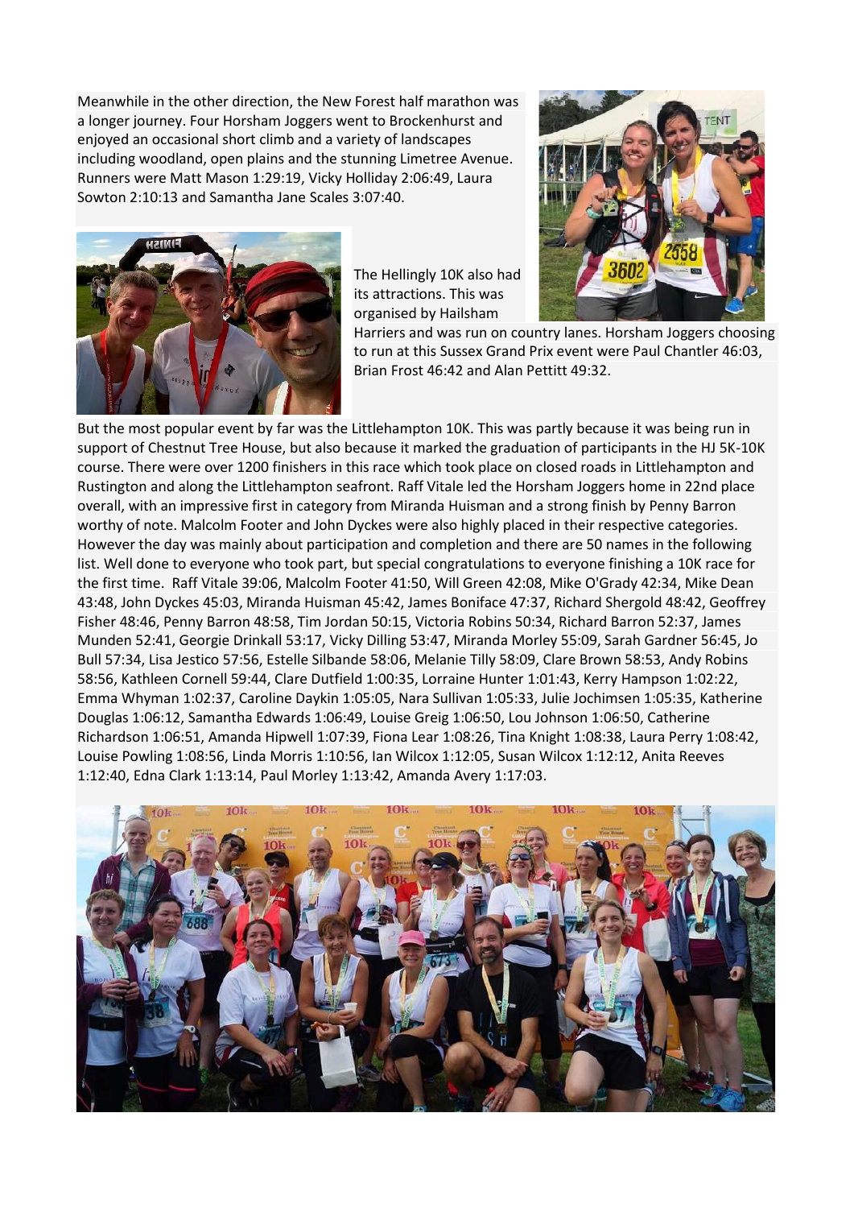Meanwhile in the other direction, the New Forest half marathon was a longer journey. Four Horsham Joggers went to Brockenhurst and enjoyed an occasional short climb and a variety of landscapes including woodland, open plains and the stunning Limetree Avenue. Runners were Matt Mason 1:29:19, Vicky Holliday 2:06:49, Laura Sowton 2:10:13 and Samantha Jane Scales 3:07:40.

The Hellingly 10K also had its attractions. This was organised by Hailsham Harriers and was run on country lanes. Horsham Joggers choosing to run at this Sussex Grand Prix event were Paul Chantler 46:03, Brian Frost 46:42 and Alan Pettitt 49:32.

But the most popular event by far was the Littlehampton 10K. This was partly because it was being run in support of Chestnut Tree House, but also because it marked the graduation of participants in the HJ 5K-10K course. There were over 1200 finishers in this race which took place on closed roads in Littlehampton and Rustington and along the Littlehampton seafront. Raff Vitale led the Horsham Joggers home in 22nd place overall, with an impressive first in category from Miranda Huisman and a strong finish by Penny Barron worthy of note. Malcolm Footer and John Dyckes were also highly placed in their respective categories. However the day was mainly about participation and completion and there are 50 names in the following list. Well done to everyone who took part, but special congratulations to everyone finishing a 10K race for the first time. Raff Vitale 39:06, Malcolm Footer 41:50, Will Green 42:08, Mike O'Grady 42:34, Mike Dean 43:48, John Dyckes 45:03, Miranda Huisman 45:42, James Boniface 47:37, Richard Shergold 48:42, Geoffrey Fisher 48:46, Penny Barron 48:58, Tim Jordan 50:15, Victoria Robins 50:34, Richard Barron 52:37, James Munden 52:41, Georgie Drinkall 53:17, Vicky Dilling 53:47, Miranda Morley 55:09, Sarah Gardner 56:45, Jo Bull 57:34, Lisa Jestico 57:56, Estelle Silbande 58:06, Melanie Tilly 58:09, Clare Brown 58:53, Andy Robins 58:56, Kathleen Cornell 59:44, Clare Dutfield 1:00:35, Lorraine Hunter 1:01:43, Kerry Hampson 1:02:22, Emma Whyman 1:02:37, Caroline Daykin 1:05:05, Nara Sullivan 1:05:33, Julie Jochimsen 1:05:35, Katherine Douglas 1:06:12, Samantha Edwards 1:06:49, Louise Greig 1:06:50, Lou Johnson 1:06:50, Catherine Richardson 1:06:51, Amanda Hipwell 1:07:39, Fiona Lear 1:08:26, Tina Knight 1:08:38, Laura Perry 1:08:42, Louise Powling 1:08:56, Linda Morris 1:10:56, Ian Wilcox 1:12:05, Susan Wilcox 1:12:12, Anita Reeves 1:12:40, Edna Clark 1:13:14, Paul Morley 1:13:42, Amanda Avery 1:17:03.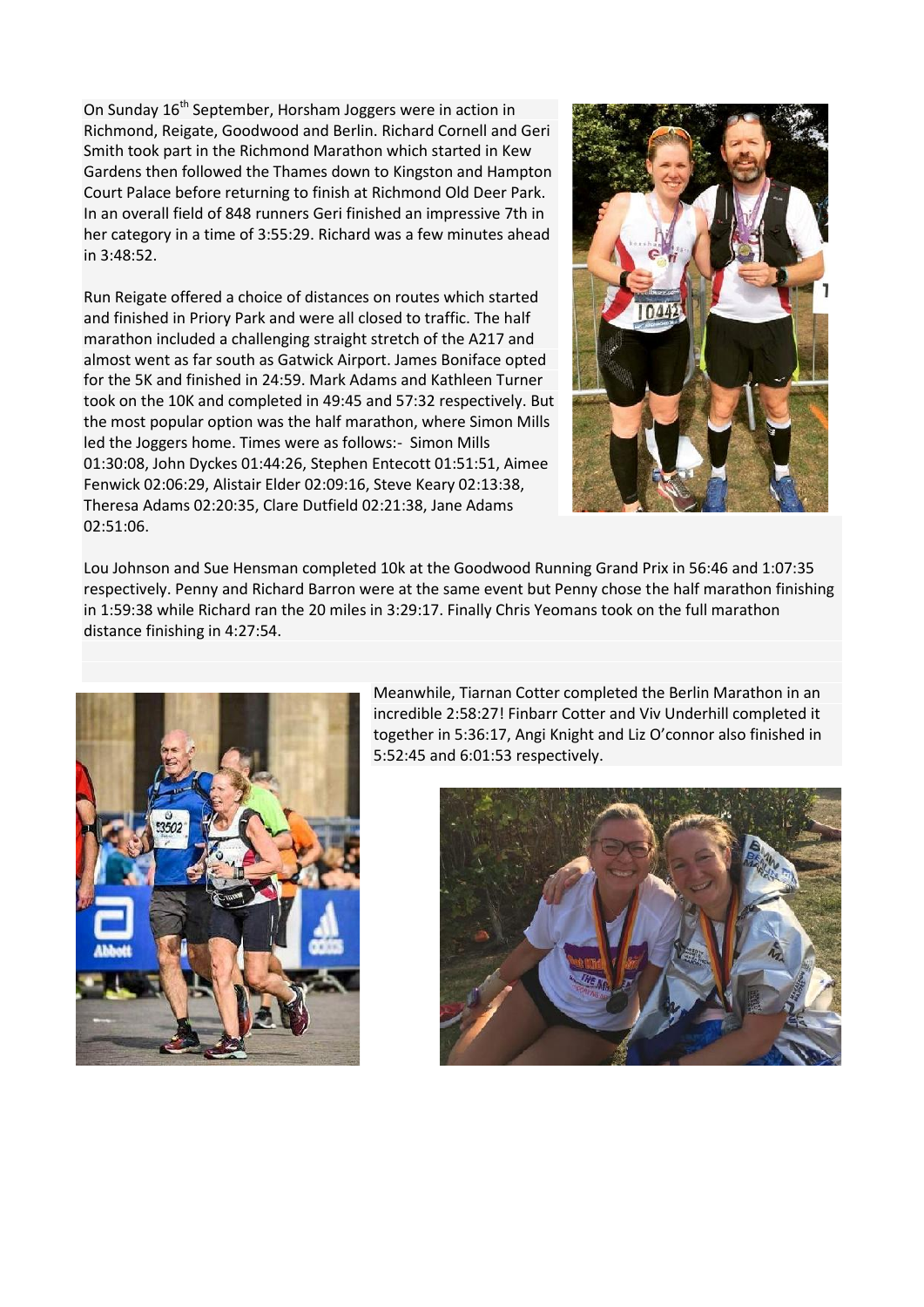On Sunday 16th September, Horsham Joggers were in action in Richmond, Reigate, Goodwood and Berlin. Richard Cornell and Geri Smith took part in the Richmond Marathon which started in Kew Gardens then followed the Thames down to Kingston and Hampton Court Palace before returning to finish at Richmond Old Deer Park. In an overall field of 848 runners Geri finished an impressive 7th in her category in a time of 3:55:29. Richard was a few minutes ahead in 3:48:52.

Run Reigate offered a choice of distances on routes which started and finished in Priory Park and were all closed to traffic. The half marathon included a challenging straight stretch of the A217 and almost went as far south as Gatwick Airport. James Boniface opted for the 5K and finished in 24:59. Mark Adams and Kathleen Turner took on the 10K and completed in 49:45 and 57:32 respectively. But the most popular option was the half marathon, where Simon Mills led the Joggers home. Times were as follows:- Simon Mills 01:30:08, John Dyckes 01:44:26, Stephen Entecott 01:51:51, Aimee Fenwick 02:06:29, Alistair Elder 02:09:16, Steve Keary 02:13:38, Theresa Adams 02:20:35, Clare Dutfield 02:21:38, Jane Adams 02:51:06.

Lou Johnson and Sue Hensman completed 10k at the Goodwood Running Grand Prix in 56:46 and 1:07:35 respectively. Penny and Richard Barron were at the same event but Penny chose the half marathon finishing in 1:59:38 while Richard ran the 20 miles in 3:29:17. Finally Chris Yeomans took on the full marathon distance finishing in 4:27:54.

Meanwhile, Tiarnan Cotter completed the Berlin Marathon in an incredible 2:58:27! Finbarr Cotter and Viv Underhill completed it together in 5:36:17, Angi Knight and Liz O'connor also finished in 5:52:45 and 6:01:53 respectively.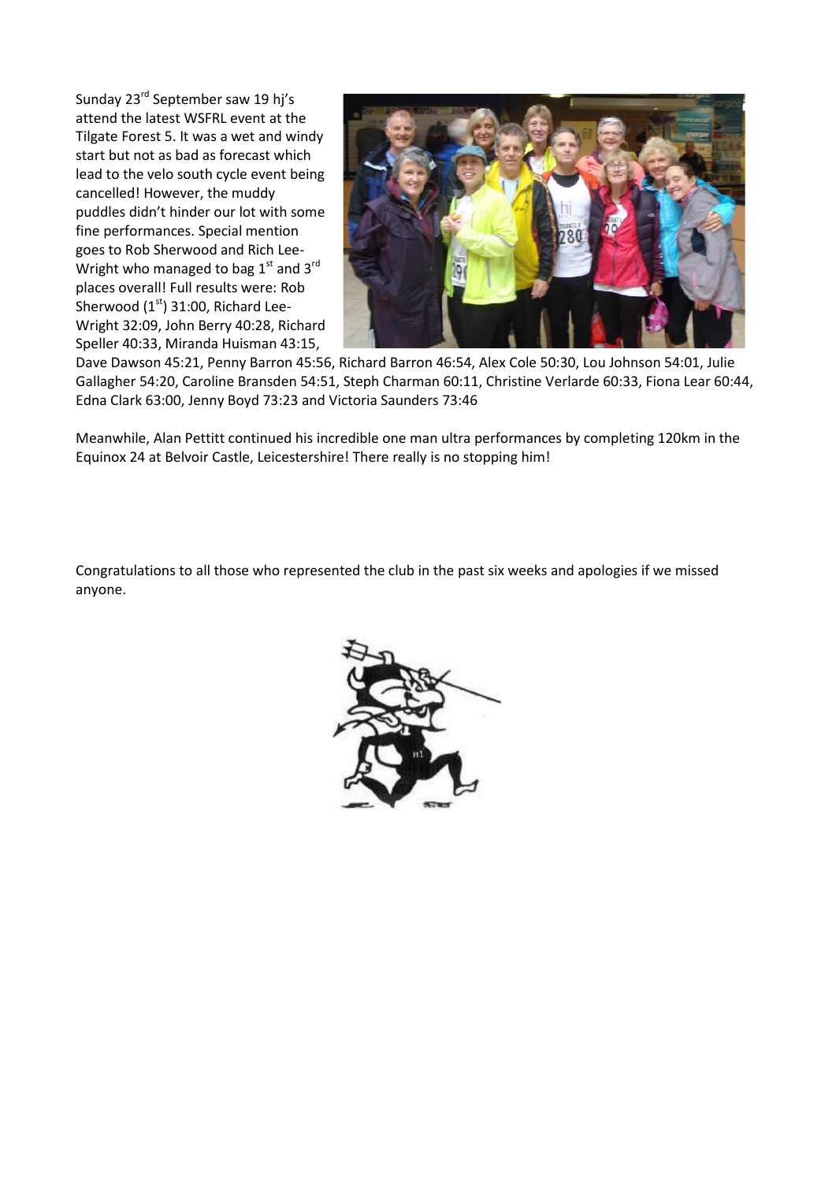Sunday 23rd September saw 19 hj's attend the latest WSFRL event at the Tilgate Forest 5. It was a wet and windy start but not as bad as forecast which lead to the velo south cycle event being cancelled! However, the muddy puddles didn't hinder our lot with some fine performances. Special mention goes to Rob Sherwood and Rich Lee-Wright who managed to bag 1st and 3rd places overall! Full results were: Rob Sherwood (1st) 31:00, Richard Lee-Wright 32:09, John Berry 40:28, Richard Speller 40:33, Miranda Huisman 43:15, Dave Dawson 45:21, Penny Barron 45:56, Richard Barron 46:54, Alex Cole 50:30, Lou Johnson 54:01, Julie Gallagher 54:20, Caroline Bransden 54:51, Steph Charman 60:11, Christine Verlarde 60:33, Fiona Lear 60:44, Edna Clark 63:00, Jenny Boyd 73:23 and Victoria Saunders 73:46

Meanwhile, Alan Pettitt continued his incredible one man ultra performances by completing 120km in the Equinox 24 at Belvoir Castle, Leicestershire! There really is no stopping him!

Congratulations to all those who represented the club in the past six weeks and apologies if we missed anyone.